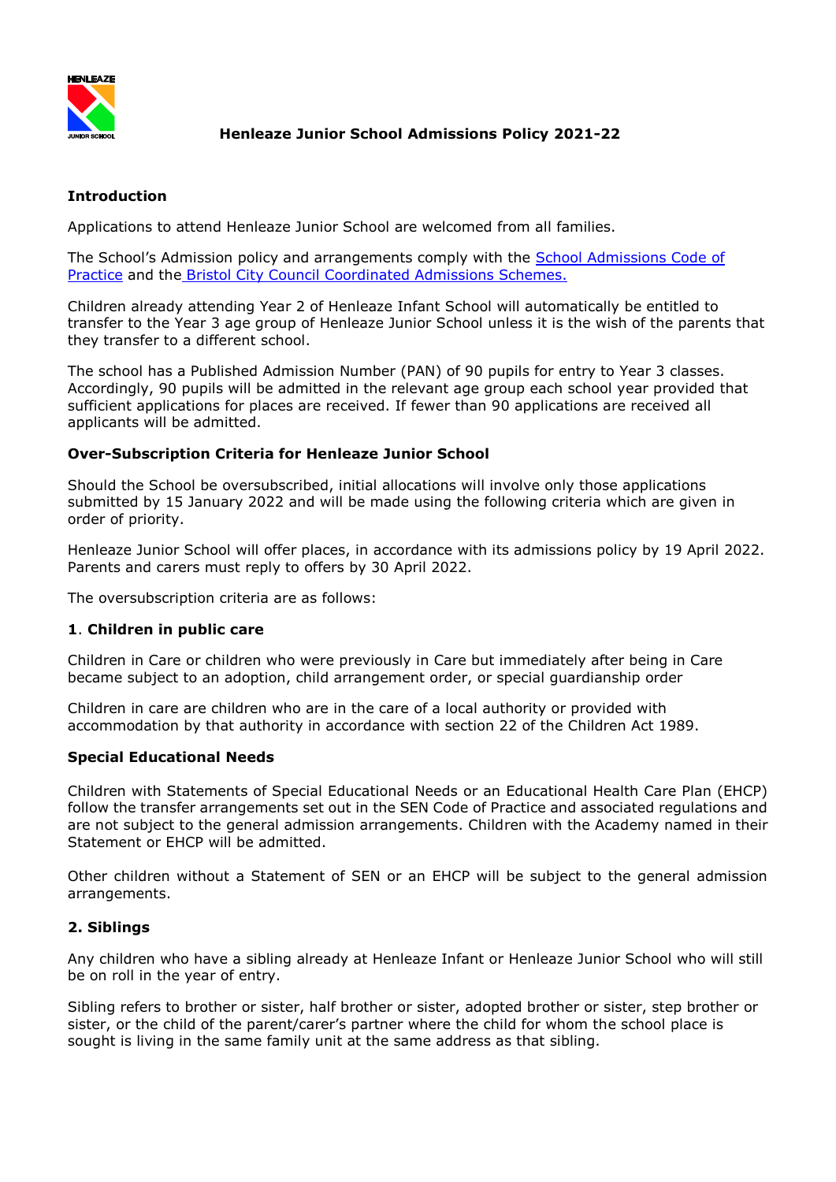# Henleaze Junior School Admissions Policy 2021-22

## Introduction

Applications to attend Henleaze Junior School are welcomed from all families.

The School's Admission policy and arrangements comply with the [School Admissions Code of Practice]() and the [Bristol City Council Coordinated Admissions Schemes.]()

Children already attending Year 2 of Henleaze Infant School will automatically be entitled to transfer to the Year 3 age group of Henleaze Junior School unless it is the wish of the parents that they transfer to a different school.

The school has a Published Admission Number (PAN) of 90 pupils for entry to Year 3 classes. Accordingly, 90 pupils will be admitted in the relevant age group each school year provided that sufficient applications for places are received. If fewer than 90 applications are received all applicants will be admitted.

## Over-Subscription Criteria for Henleaze Junior School

Should the School be oversubscribed, initial allocations will involve only those applications submitted by 15 January 2022 and will be made using the following criteria which are given in order of priority.

Henleaze Junior School will offer places, in accordance with its admissions policy by 19 April 2022. Parents and carers must reply to offers by 30 April 2022.

The oversubscription criteria are as follows:

### 1. Children in public care

Children in Care or children who were previously in Care but immediately after being in Care became subject to an adoption, child arrangement order, or special guardianship order

Children in care are children who are in the care of a local authority or provided with accommodation by that authority in accordance with section 22 of the Children Act 1989.

### Special Educational Needs

Children with Statements of Special Educational Needs or an Educational Health Care Plan (EHCP) follow the transfer arrangements set out in the SEN Code of Practice and associated regulations and are not subject to the general admission arrangements. Children with the Academy named in their Statement or EHCP will be admitted.

Other children without a Statement of SEN or an EHCP will be subject to the general admission arrangements.

### 2. Siblings

Any children who have a sibling already at Henleaze Infant or Henleaze Junior School who will still be on roll in the year of entry.

Sibling refers to brother or sister, half brother or sister, adopted brother or sister, step brother or sister, or the child of the parent/carer's partner where the child for whom the school place is sought is living in the same family unit at the same address as that sibling.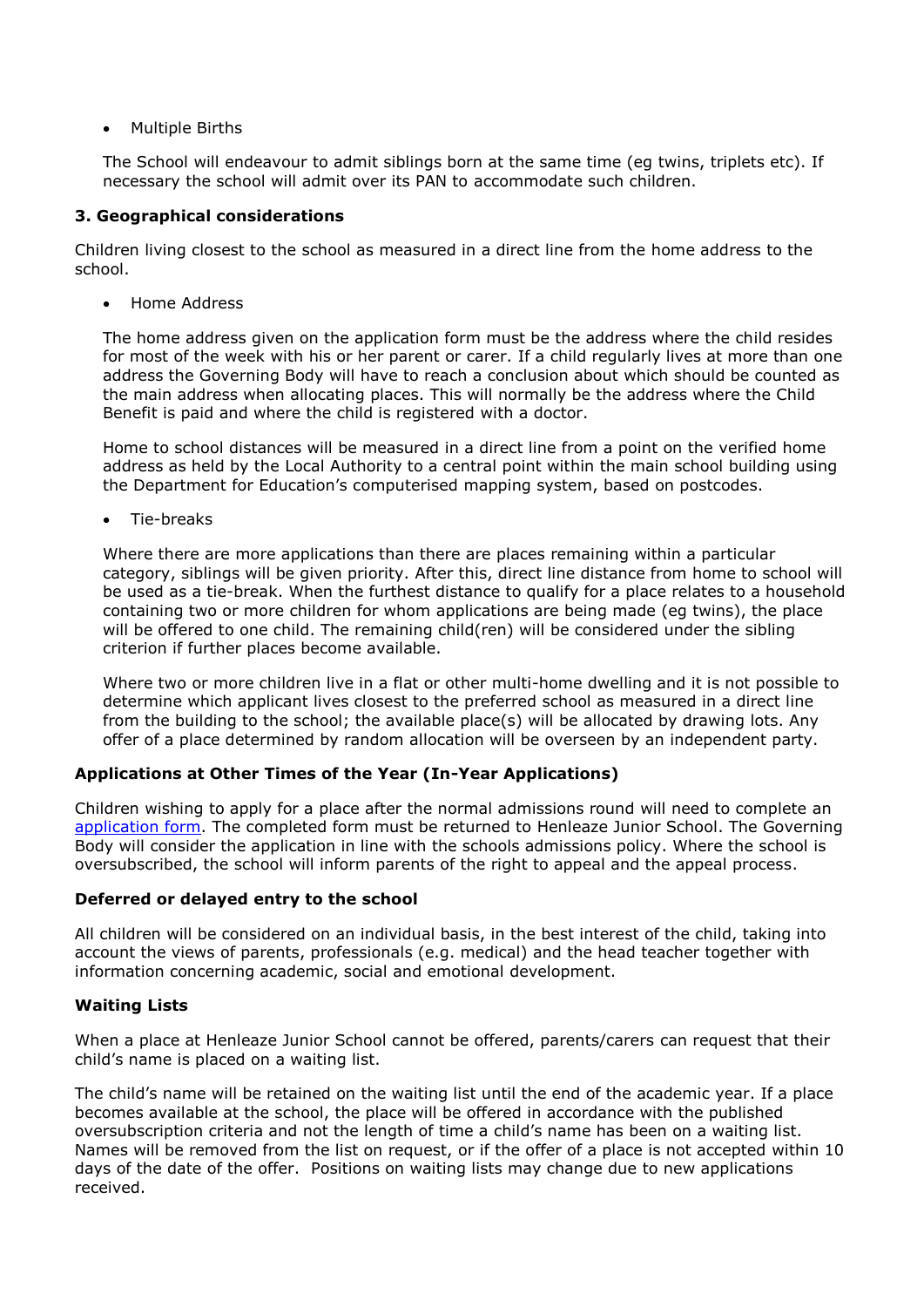- Multiple Births

  The School will endeavour to admit siblings born at the same time (eg twins, triplets etc). If necessary the school will admit over its PAN to accommodate such children.

### 3. Geographical considerations

Children living closest to the school as measured in a direct line from the home address to the school.

- Home Address

  The home address given on the application form must be the address where the child resides for most of the week with his or her parent or carer. If a child regularly lives at more than one address the Governing Body will have to reach a conclusion about which should be counted as the main address when allocating places. This will normally be the address where the Child Benefit is paid and where the child is registered with a doctor.

  Home to school distances will be measured in a direct line from a point on the verified home address as held by the Local Authority to a central point within the main school building using the Department for Education's computerised mapping system, based on postcodes.

- Tie-breaks

  Where there are more applications than there are places remaining within a particular category, siblings will be given priority. After this, direct line distance from home to school will be used as a tie-break. When the furthest distance to qualify for a place relates to a household containing two or more children for whom applications are being made (eg twins), the place will be offered to one child. The remaining child(ren) will be considered under the sibling criterion if further places become available.

  Where two or more children live in a flat or other multi-home dwelling and it is not possible to determine which applicant lives closest to the preferred school as measured in a direct line from the building to the school; the available place(s) will be allocated by drawing lots. Any offer of a place determined by random allocation will be overseen by an independent party.

### Applications at Other Times of the Year (In-Year Applications)

Children wishing to apply for a place after the normal admissions round will need to complete an application form. The completed form must be returned to Henleaze Junior School. The Governing Body will consider the application in line with the schools admissions policy. Where the school is oversubscribed, the school will inform parents of the right to appeal and the appeal process.

### Deferred or delayed entry to the school

All children will be considered on an individual basis, in the best interest of the child, taking into account the views of parents, professionals (e.g. medical) and the head teacher together with information concerning academic, social and emotional development.

### Waiting Lists

When a place at Henleaze Junior School cannot be offered, parents/carers can request that their child's name is placed on a waiting list.

The child's name will be retained on the waiting list until the end of the academic year. If a place becomes available at the school, the place will be offered in accordance with the published oversubscription criteria and not the length of time a child's name has been on a waiting list. Names will be removed from the list on request, or if the offer of a place is not accepted within 10 days of the date of the offer. Positions on waiting lists may change due to new applications received.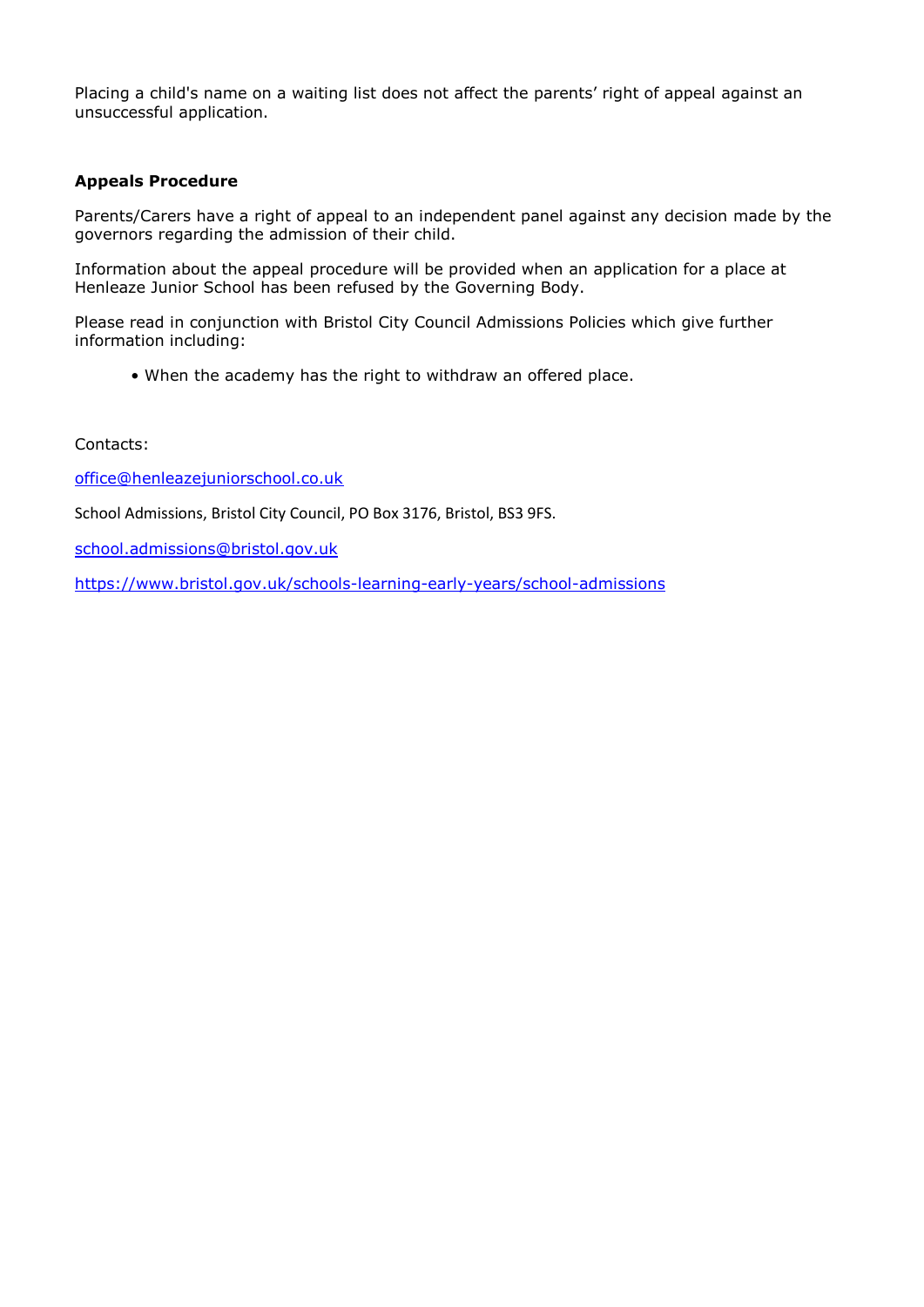Placing a child's name on a waiting list does not affect the parents' right of appeal against an unsuccessful application.

**Appeals Procedure**

Parents/Carers have a right of appeal to an independent panel against any decision made by the governors regarding the admission of their child.

Information about the appeal procedure will be provided when an application for a place at Henleaze Junior School has been refused by the Governing Body.

Please read in conjunction with Bristol City Council Admissions Policies which give further information including:

- When the academy has the right to withdraw an offered place.

Contacts:

office@henleazejuniorschool.co.uk

School Admissions, Bristol City Council, PO Box 3176, Bristol, BS3 9FS.

school.admissions@bristol.gov.uk

https://www.bristol.gov.uk/schools-learning-early-years/school-admissions